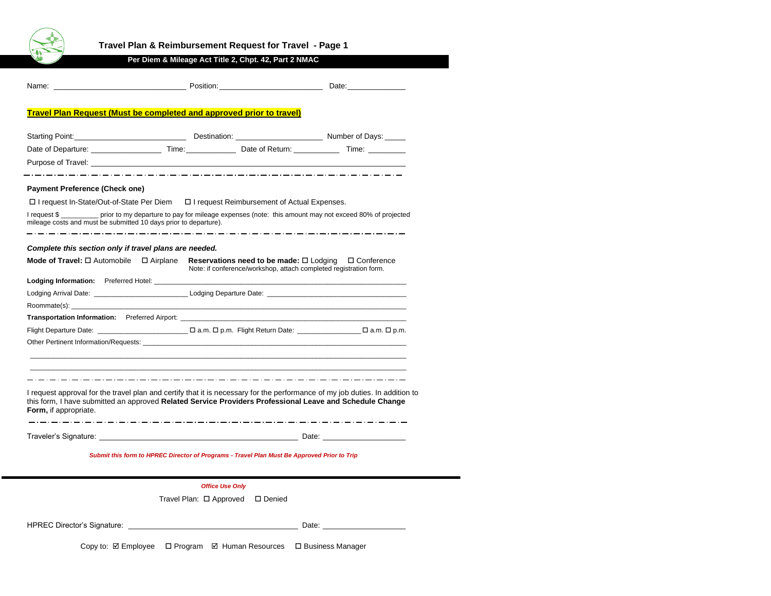# Travel Plan & Reimbursement Request for Travel - Page 1

**Per Diem & Mileage Act Title 2, Chpt. 42, Part 2 NMAC**

Name: ______________________________ Position: ________________________ Date: ______________

**Travel Plan Request (Must be completed and approved prior to travel)**

Starting Point: __________________________ Destination: ____________________ Number of Days: _____

Date of Departure: ________________ Time: ____________ Date of Return: ___________ Time: _________

Purpose of Travel: ______________________________________________________________________

**Payment Preference (Check one)**

☐ I request In-State/Out-of-State Per Diem ☐ I request Reimbursement of Actual Expenses.

I request $ __________ prior to my departure to pay for mileage expenses (note: this amount may not exceed 80% of projected mileage costs and must be submitted 10 days prior to departure).

***Complete this section only if travel plans are needed.***

**Mode of Travel:** ☐ Automobile ☐ Airplane **Reservations need to be made:** ☐ Lodging ☐ Conference
Note: if conference/workshop, attach completed registration form.

**Lodging Information:** Preferred Hotel: ______________________________________________________

Lodging Arrival Date: ________________________ Lodging Departure Date: ___________________________

Roommate(s): ______________________________________________________________________________

**Transportation Information:** Preferred Airport: _______________________________________________

Flight Departure Date: ______________________ ☐ a.m. ☐ p.m. Flight Return Date: ________________ ☐ a.m. ☐ p.m.

Other Pertinent Information/Requests: ____________________________________________________

__________________________________________________________________________________________

__________________________________________________________________________________________

I request approval for the travel plan and certify that it is necessary for the performance of my job duties. In addition to this form, I have submitted an approved **Related Service Providers Professional Leave and Schedule Change Form,** if appropriate.

Traveler's Signature: _______________________________________________ Date: ___________________

***Submit this form to HPREC Director of Programs - Travel Plan Must Be Approved Prior to Trip***

***Office Use Only***

Travel Plan: ☐ Approved ☐ Denied

HPREC Director's Signature: ______________________________________ Date: ___________________

Copy to: ☑ Employee ☐ Program ☑ Human Resources ☐ Business Manager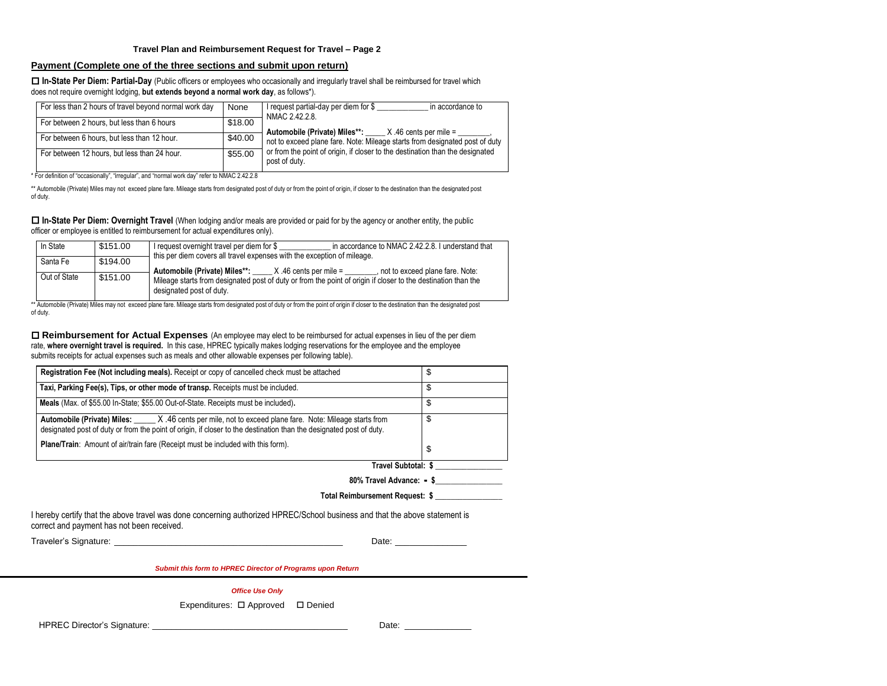**Travel Plan and Reimbursement Request for Travel – Page 2**

## Payment (Complete one of the three sections and submit upon return)

☐ **In-State Per Diem: Partial-Day** (Public officers or employees who occasionally and irregularly travel shall be reimbursed for travel which does not require overnight lodging, **but extends beyond a normal work day**, as follows*).

| | | |
|---|---|---|
| For less than 2 hours of travel beyond normal work day | None | I request partial-day per diem for $ ____________ in accordance to NMAC 2.42.2.8. **Automobile (Private) Miles**:** _____ X .46 cents per mile = ________, not to exceed plane fare. Note: Mileage starts from designated post of duty or from the point of origin, if closer to the destination than the designated post of duty. |
| For between 2 hours, but less than 6 hours | $18.00 | |
| For between 6 hours, but less than 12 hour. | $40.00 | |
| For between 12 hours, but less than 24 hour. | $55.00 | |

* For definition of "occasionally", "irregular", and "normal work day" refer to NMAC 2.42.2.8

** Automobile (Private) Miles may not exceed plane fare. Mileage starts from designated post of duty or from the point of origin, if closer to the destination than the designated post of duty.

☐ **In-State Per Diem: Overnight Travel** (When lodging and/or meals are provided or paid for by the agency or another entity, the public officer or employee is entitled to reimbursement for actual expenditures only).

| | | |
|---|---|---|
| In State | $151.00 | I request overnight travel per diem for $ ____________ in accordance to NMAC 2.42.2.8. I understand that this per diem covers all travel expenses with the exception of mileage. **Automobile (Private) Miles**:** _____ X .46 cents per mile = ________, not to exceed plane fare. Note: Mileage starts from designated post of duty or from the point of origin if closer to the destination than the designated post of duty. |
| Santa Fe | $194.00 | |
| Out of State | $151.00 | |

** Automobile (Private) Miles may not exceed plane fare. Mileage starts from designated post of duty or from the point of origin if closer to the destination than the designated post of duty.

☐ **Reimbursement for Actual Expenses** (An employee may elect to be reimbursed for actual expenses in lieu of the per diem rate, **where overnight travel is required.** In this case, HPREC typically makes lodging reservations for the employee and the employee submits receipts for actual expenses such as meals and other allowable expenses per following table).

| | |
|---|---|
| **Registration Fee (Not including meals).** Receipt or copy of cancelled check must be attached | $ |
| **Taxi, Parking Fee(s), Tips, or other mode of transp.** Receipts must be included. | $ |
| **Meals** (Max. of $55.00 In-State; $55.00 Out-of-State. Receipts must be included). | $ |
| **Automobile (Private) Miles:** _____ X .46 cents per mile, not to exceed plane fare. Note: Mileage starts from designated post of duty or from the point of origin, if closer to the destination than the designated post of duty. | $ |
| **Plane/Train**: Amount of air/train fare (Receipt must be included with this form). | $ |

**Travel Subtotal: $** ______________

**80% Travel Advance: - $**______________

**Total Reimbursement Request: $** ______________

I hereby certify that the above travel was done concerning authorized HPREC/School business and that the above statement is correct and payment has not been received.

Traveler's Signature: ________________________________________ Date: ______________

***Submit this form to HPREC Director of Programs upon Return***

***Office Use Only***

Expenditures: ☐ Approved ☐ Denied

HPREC Director's Signature: ____________________________________ Date: ____________